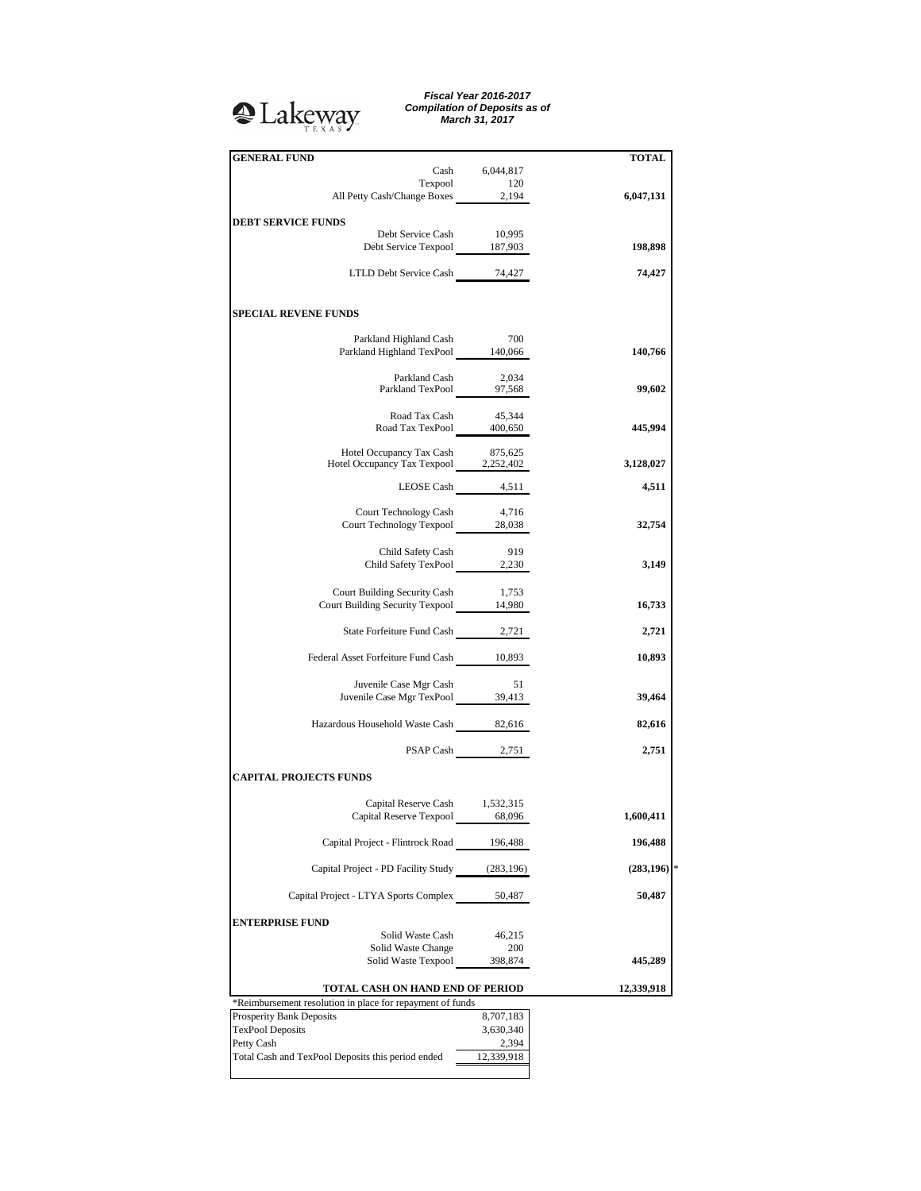Lakeway
TEXAS

***Fiscal Year 2016-2017***
***Compilation of Deposits as of***
***March 31, 2017***

| **GENERAL FUND** | | **TOTAL** |
|---|---|---|
| Cash | 6,044,817 | |
| Texpool | 120 | |
| All Petty Cash/Change Boxes | 2,194 | **6,047,131** |
| **DEBT SERVICE FUNDS** | | |
| Debt Service Cash | 10,995 | |
| Debt Service Texpool | 187,903 | **198,898** |
| LTLD Debt Service Cash | 74,427 | **74,427** |
| **SPECIAL REVENE FUNDS** | | |
| Parkland Highland Cash | 700 | |
| Parkland Highland TexPool | 140,066 | **140,766** |
| Parkland Cash | 2,034 | |
| Parkland TexPool | 97,568 | **99,602** |
| Road Tax Cash | 45,344 | |
| Road Tax TexPool | 400,650 | **445,994** |
| Hotel Occupancy Tax Cash | 875,625 | |
| Hotel Occupancy Tax Texpool | 2,252,402 | **3,128,027** |
| LEOSE Cash | 4,511 | **4,511** |
| Court Technology Cash | 4,716 | |
| Court Technology Texpool | 28,038 | **32,754** |
| Child Safety Cash | 919 | |
| Child Safety TexPool | 2,230 | **3,149** |
| Court Building Security Cash | 1,753 | |
| Court Building Security Texpool | 14,980 | **16,733** |
| State Forfeiture Fund Cash | 2,721 | **2,721** |
| Federal Asset Forfeiture Fund Cash | 10,893 | **10,893** |
| Juvenile Case Mgr Cash | 51 | |
| Juvenile Case Mgr TexPool | 39,413 | **39,464** |
| Hazardous Household Waste Cash | 82,616 | **82,616** |
| PSAP Cash | 2,751 | **2,751** |
| **CAPITAL PROJECTS FUNDS** | | |
| Capital Reserve Cash | 1,532,315 | |
| Capital Reserve Texpool | 68,096 | **1,600,411** |
| Capital Project - Flintrock Road | 196,488 | **196,488** |
| Capital Project - PD Facility Study | (283,196) | **(283,196)** * |
| Capital Project - LTYA Sports Complex | 50,487 | **50,487** |
| **ENTERPRISE FUND** | | |
| Solid Waste Cash | 46,215 | |
| Solid Waste Change | 200 | |
| Solid Waste Texpool | 398,874 | **445,289** |
| **TOTAL CASH ON HAND END OF PERIOD** | | **12,339,918** |

*Reimbursement resolution in place for repayment of funds

| | |
|---|---|
| Prosperity Bank Deposits | 8,707,183 |
| TexPool Deposits | 3,630,340 |
| Petty Cash | 2,394 |
| Total Cash and TexPool Deposits this period ended | 12,339,918 |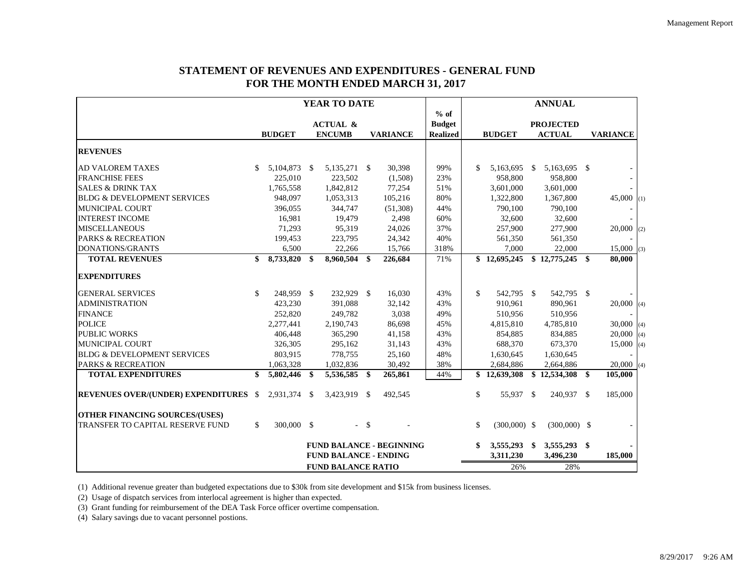## STATEMENT OF REVENUES AND EXPENDITURES - GENERAL FUND
## FOR THE MONTH ENDED MARCH 31, 2017

| | YEAR TO DATE | | | % of | ANNUAL | | | |
|---|---|---|---|---|---|---|---|---|
| | BUDGET | ACTUAL & ENCUMB | VARIANCE | Budget Realized | BUDGET | PROJECTED ACTUAL | VARIANCE | |
| **REVENUES** | | | | | | | | |
| AD VALOREM TAXES | $ 5,104,873 | $ 5,135,271 | $ 30,398 | 99% | $ 5,163,695 | $ 5,163,695 | $ - | |
| FRANCHISE FEES | 225,010 | 223,502 | (1,508) | 23% | 958,800 | 958,800 | - | |
| SALES & DRINK TAX | 1,765,558 | 1,842,812 | 77,254 | 51% | 3,601,000 | 3,601,000 | - | |
| BLDG & DEVELOPMENT SERVICES | 948,097 | 1,053,313 | 105,216 | 80% | 1,322,800 | 1,367,800 | 45,000 | (1) |
| MUNICIPAL COURT | 396,055 | 344,747 | (51,308) | 44% | 790,100 | 790,100 | - | |
| INTEREST INCOME | 16,981 | 19,479 | 2,498 | 60% | 32,600 | 32,600 | - | |
| MISCELLANEOUS | 71,293 | 95,319 | 24,026 | 37% | 257,900 | 277,900 | 20,000 | (2) |
| PARKS & RECREATION | 199,453 | 223,795 | 24,342 | 40% | 561,350 | 561,350 | - | |
| DONATIONS/GRANTS | 6,500 | 22,266 | 15,766 | 318% | 7,000 | 22,000 | 15,000 | (3) |
| **TOTAL REVENUES** | **$ 8,733,820** | **$ 8,960,504** | **$ 226,684** | 71% | **$ 12,695,245** | **$ 12,775,245** | **$ 80,000** | |
| **EXPENDITURES** | | | | | | | | |
| GENERAL SERVICES | $ 248,959 | $ 232,929 | $ 16,030 | 43% | $ 542,795 | $ 542,795 | $ - | |
| ADMINISTRATION | 423,230 | 391,088 | 32,142 | 43% | 910,961 | 890,961 | 20,000 | (4) |
| FINANCE | 252,820 | 249,782 | 3,038 | 49% | 510,956 | 510,956 | - | |
| POLICE | 2,277,441 | 2,190,743 | 86,698 | 45% | 4,815,810 | 4,785,810 | 30,000 | (4) |
| PUBLIC WORKS | 406,448 | 365,290 | 41,158 | 43% | 854,885 | 834,885 | 20,000 | (4) |
| MUNICIPAL COURT | 326,305 | 295,162 | 31,143 | 43% | 688,370 | 673,370 | 15,000 | (4) |
| BLDG & DEVELOPMENT SERVICES | 803,915 | 778,755 | 25,160 | 48% | 1,630,645 | 1,630,645 | - | |
| PARKS & RECREATION | 1,063,328 | 1,032,836 | 30,492 | 38% | 2,684,886 | 2,664,886 | 20,000 | (4) |
| **TOTAL EXPENDITURES** | **$ 5,802,446** | **$ 5,536,585** | **$ 265,861** | 44% | **$ 12,639,308** | **$ 12,534,308** | **$ 105,000** | |
| **REVENUES OVER/(UNDER) EXPENDITURES** | $ 2,931,374 | $ 3,423,919 | $ 492,545 | | $ 55,937 | $ 240,937 | $ 185,000 | |
| **OTHER FINANCING SOURCES/(USES)** | | | | | | | | |
| TRANSFER TO CAPITAL RESERVE FUND | $ 300,000 | $ - | $ - | | $ (300,000) | $ (300,000) | $ - | |
| | | **FUND BALANCE - BEGINNING** | | | **$ 3,555,293** | **$ 3,555,293** | **$ -** | |
| | | **FUND BALANCE - ENDING** | | | **3,311,230** | **3,496,230** | **185,000** | |
| | | **FUND BALANCE RATIO** | | | 26% | 28% | | |

(1) Additional revenue greater than budgeted expectations due to $30k from site development and $15k from business licenses.

(2) Usage of dispatch services from interlocal agreement is higher than expected.

(3) Grant funding for reimbursement of the DEA Task Force officer overtime compensation.

(4) Salary savings due to vacant personnel postions.